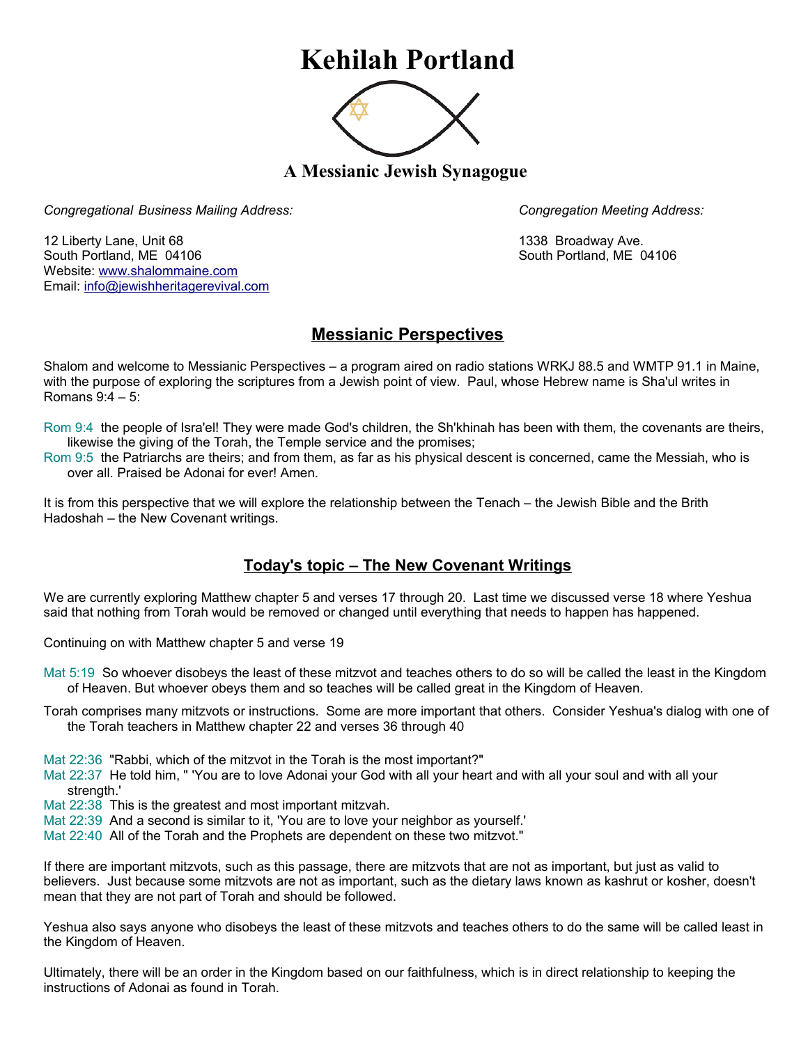# Kehilah Portland

### A Messianic Jewish Synagogue

*Congregational Business Mailing Address:*

12 Liberty Lane, Unit 68
South Portland, ME 04106
Website: www.shalommaine.com
Email: info@jewishheritagerevival.com

*Congregation Meeting Address:*

1338 Broadway Ave.
South Portland, ME 04106

## Messianic Perspectives

Shalom and welcome to Messianic Perspectives – a program aired on radio stations WRKJ 88.5 and WMTP 91.1 in Maine, with the purpose of exploring the scriptures from a Jewish point of view. Paul, whose Hebrew name is Sha'ul writes in Romans 9:4 – 5:

Rom 9:4 the people of Isra'el! They were made God's children, the Sh'khinah has been with them, the covenants are theirs, likewise the giving of the Torah, the Temple service and the promises;
Rom 9:5 the Patriarchs are theirs; and from them, as far as his physical descent is concerned, came the Messiah, who is over all. Praised be Adonai for ever! Amen.

It is from this perspective that we will explore the relationship between the Tenach – the Jewish Bible and the Brith Hadoshah – the New Covenant writings.

## Today's topic – The New Covenant Writings

We are currently exploring Matthew chapter 5 and verses 17 through 20. Last time we discussed verse 18 where Yeshua said that nothing from Torah would be removed or changed until everything that needs to happen has happened.

Continuing on with Matthew chapter 5 and verse 19

Mat 5:19 So whoever disobeys the least of these mitzvot and teaches others to do so will be called the least in the Kingdom of Heaven. But whoever obeys them and so teaches will be called great in the Kingdom of Heaven.

Torah comprises many mitzvots or instructions. Some are more important that others. Consider Yeshua's dialog with one of the Torah teachers in Matthew chapter 22 and verses 36 through 40

Mat 22:36 "Rabbi, which of the mitzvot in the Torah is the most important?"
Mat 22:37 He told him, " 'You are to love Adonai your God with all your heart and with all your soul and with all your strength.'
Mat 22:38 This is the greatest and most important mitzvah.
Mat 22:39 And a second is similar to it, 'You are to love your neighbor as yourself.'
Mat 22:40 All of the Torah and the Prophets are dependent on these two mitzvot."

If there are important mitzvots, such as this passage, there are mitzvots that are not as important, but just as valid to believers. Just because some mitzvots are not as important, such as the dietary laws known as kashrut or kosher, doesn't mean that they are not part of Torah and should be followed.

Yeshua also says anyone who disobeys the least of these mitzvots and teaches others to do the same will be called least in the Kingdom of Heaven.

Ultimately, there will be an order in the Kingdom based on our faithfulness, which is in direct relationship to keeping the instructions of Adonai as found in Torah.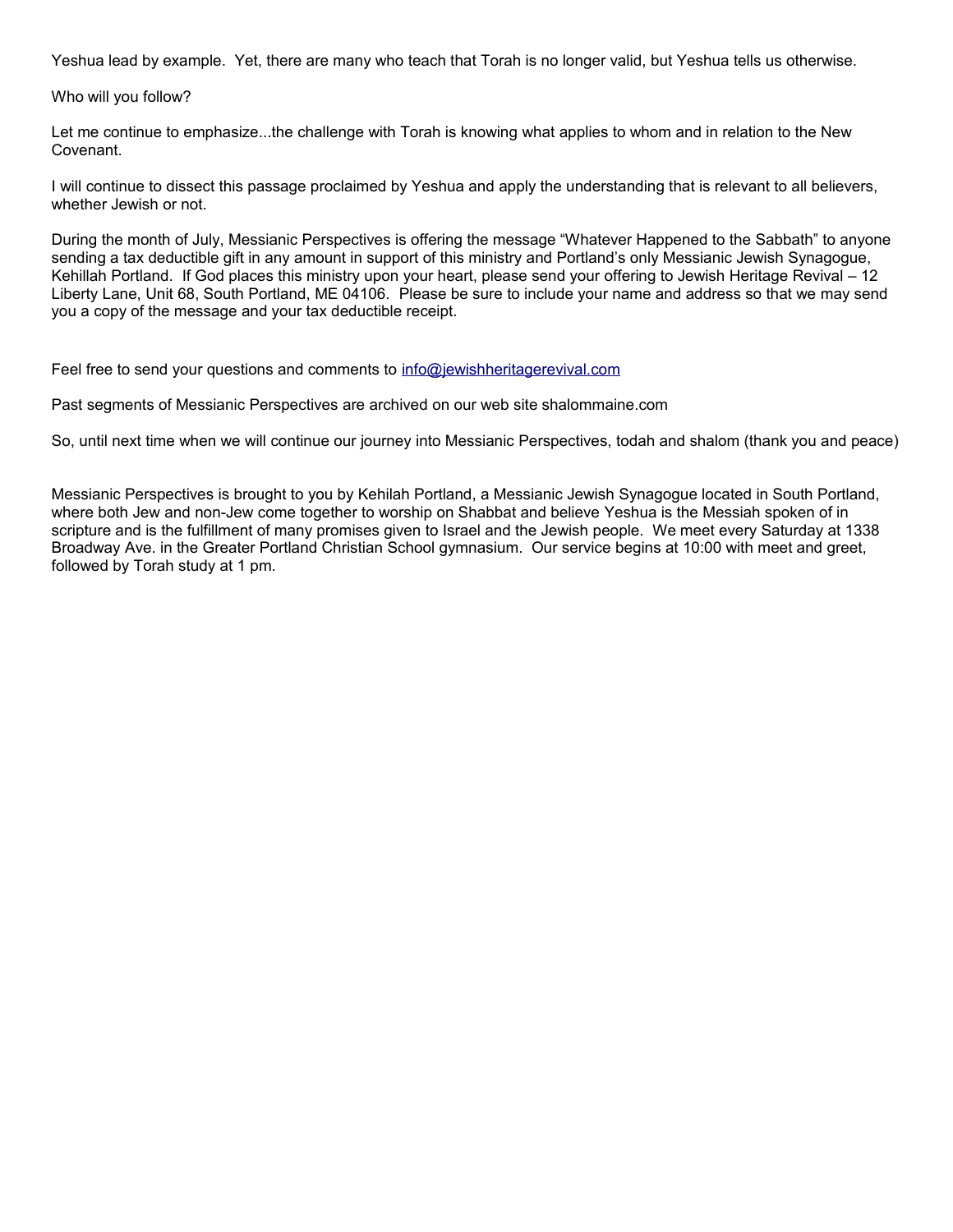Yeshua lead by example. Yet, there are many who teach that Torah is no longer valid, but Yeshua tells us otherwise.

Who will you follow?

Let me continue to emphasize...the challenge with Torah is knowing what applies to whom and in relation to the New Covenant.

I will continue to dissect this passage proclaimed by Yeshua and apply the understanding that is relevant to all believers, whether Jewish or not.

During the month of July, Messianic Perspectives is offering the message "Whatever Happened to the Sabbath" to anyone sending a tax deductible gift in any amount in support of this ministry and Portland's only Messianic Jewish Synagogue, Kehillah Portland. If God places this ministry upon your heart, please send your offering to Jewish Heritage Revival – 12 Liberty Lane, Unit 68, South Portland, ME 04106. Please be sure to include your name and address so that we may send you a copy of the message and your tax deductible receipt.

Feel free to send your questions and comments to info@jewishheritagerevival.com

Past segments of Messianic Perspectives are archived on our web site shalommaine.com

So, until next time when we will continue our journey into Messianic Perspectives, todah and shalom (thank you and peace)

Messianic Perspectives is brought to you by Kehilah Portland, a Messianic Jewish Synagogue located in South Portland, where both Jew and non-Jew come together to worship on Shabbat and believe Yeshua is the Messiah spoken of in scripture and is the fulfillment of many promises given to Israel and the Jewish people. We meet every Saturday at 1338 Broadway Ave. in the Greater Portland Christian School gymnasium. Our service begins at 10:00 with meet and greet, followed by Torah study at 1 pm.